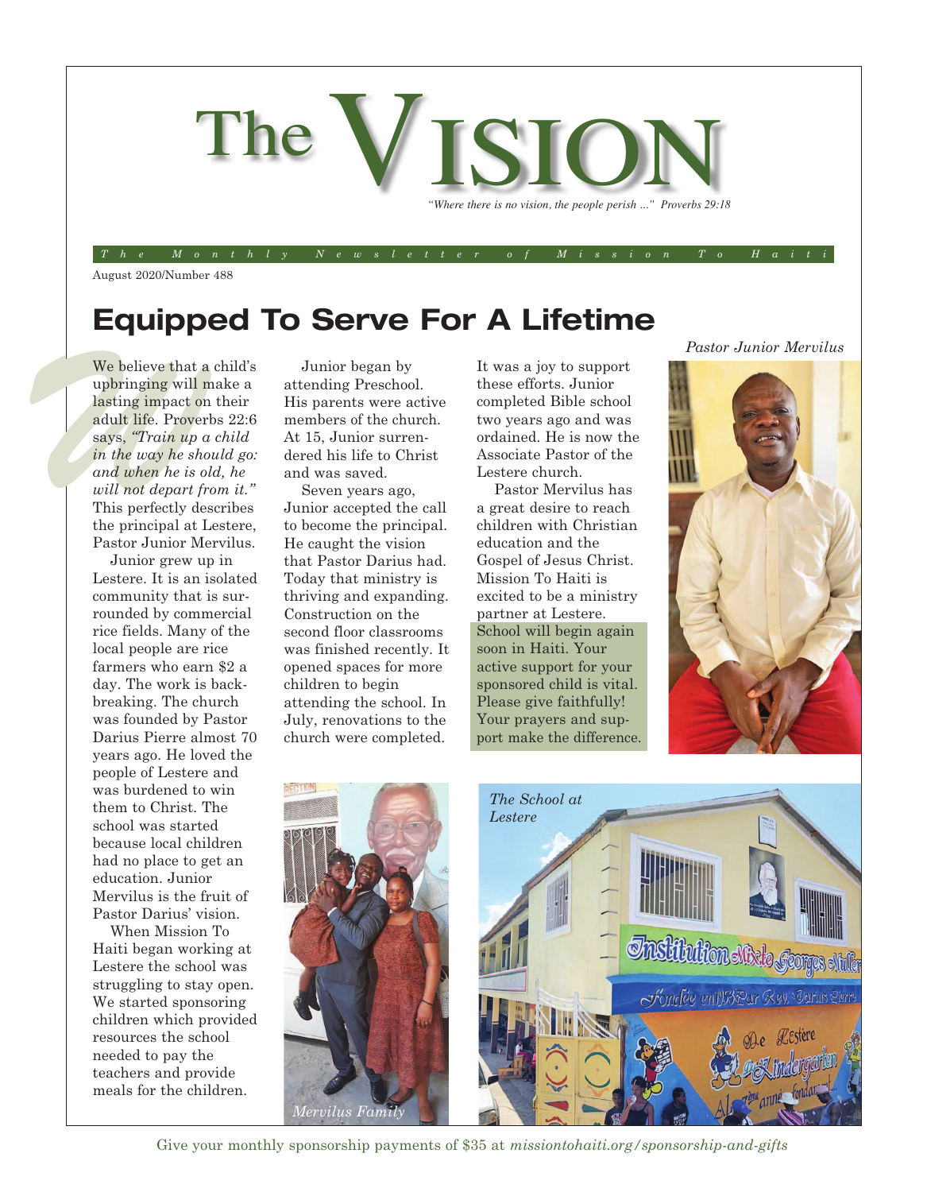# The VISION

*"Where there is no vision, the people perish ..." Proverbs 29:18*

*The Monthly Newsletter of Mission To Haiti*

August 2020/Number 488

## Equipped To Serve For A Lifetime

We believe that a child's upbringing will make a lasting impact on their adult life. Proverbs 22:6 says, *"Train up a child in the way he should go: and when he is old, he will not depart from it."* This perfectly describes the principal at Lestere, Pastor Junior Mervilus.

Junior grew up in Lestere. It is an isolated community that is surrounded by commercial rice fields. Many of the local people are rice farmers who earn $2 a day. The work is backbreaking. The church was founded by Pastor Darius Pierre almost 70 years ago. He loved the people of Lestere and was burdened to win them to Christ. The school was started because local children had no place to get an education. Junior Mervilus is the fruit of Pastor Darius' vision.

When Mission To Haiti began working at Lestere the school was struggling to stay open. We started sponsoring children which provided resources the school needed to pay the teachers and provide meals for the children.

Junior began by attending Preschool. His parents were active members of the church. At 15, Junior surrendered his life to Christ and was saved.

Seven years ago, Junior accepted the call to become the principal. He caught the vision that Pastor Darius had. Today that ministry is thriving and expanding. Construction on the second floor classrooms was finished recently. It opened spaces for more children to begin attending the school. In July, renovations to the church were completed.

It was a joy to support these efforts. Junior completed Bible school two years ago and was ordained. He is now the Associate Pastor of the Lestere church.

Pastor Mervilus has a great desire to reach children with Christian education and the Gospel of Jesus Christ. Mission To Haiti is excited to be a ministry partner at Lestere.

School will begin again soon in Haiti. Your active support for your sponsored child is vital. Please give faithfully! Your prayers and support make the difference.

*Pastor Junior Mervilus*

*Mervilus Family*

*The School at Lestere*

Give your monthly sponsorship payments of $35 at *missiontohaiti.org/sponsorship-and-gifts*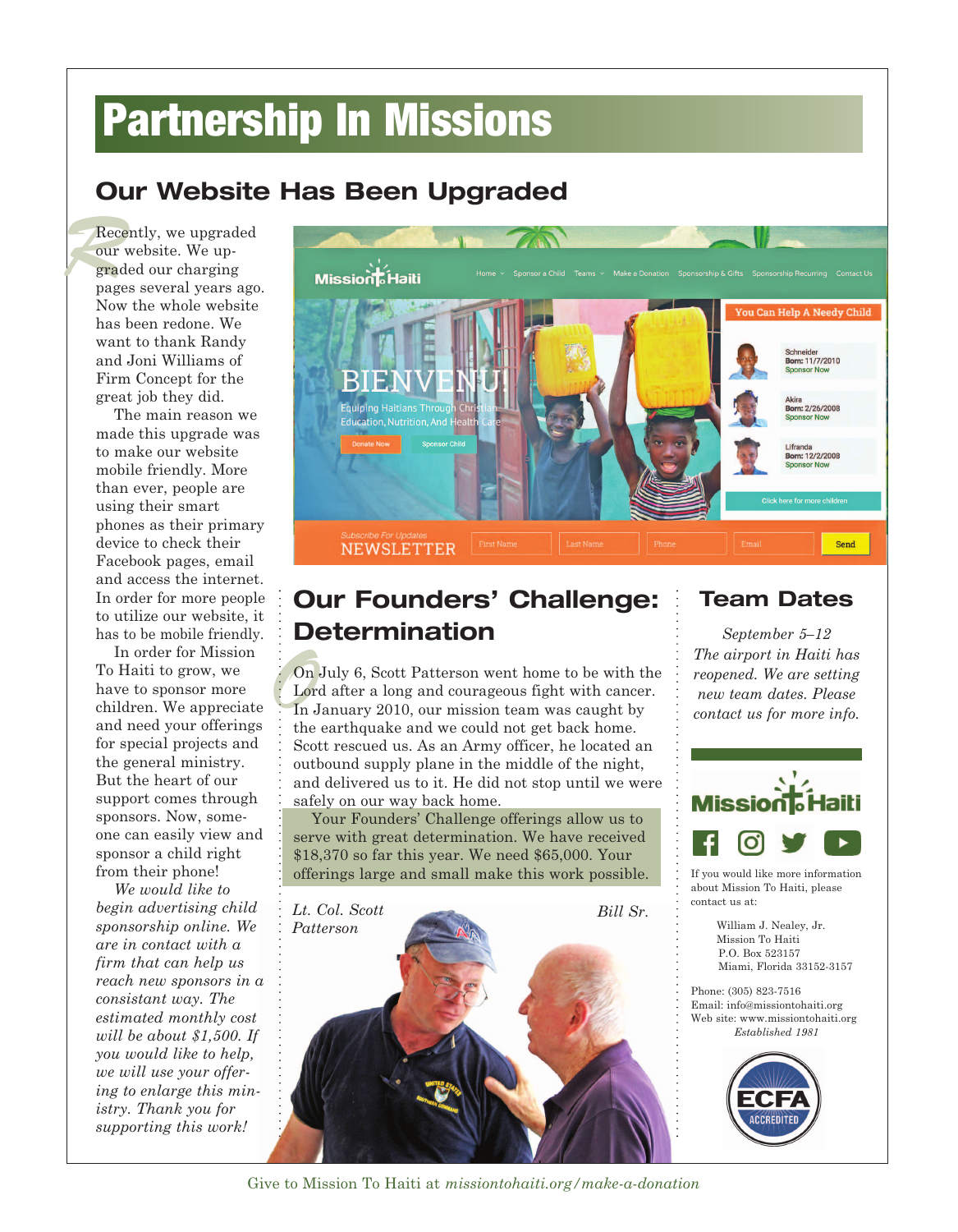# Partnership In Missions

## Our Website Has Been Upgraded

Recently, we upgraded our website. We upgraded our charging pages several years ago. Now the whole website has been redone. We want to thank Randy and Joni Williams of Firm Concept for the great job they did.

The main reason we made this upgrade was to make our website mobile friendly. More than ever, people are using their smart phones as their primary device to check their Facebook pages, email and access the internet. In order for more people to utilize our website, it has to be mobile friendly.

In order for Mission To Haiti to grow, we have to sponsor more children. We appreciate and need your offerings for special projects and the general ministry. But the heart of our support comes through sponsors. Now, someone can easily view and sponsor a child right from their phone!

*We would like to begin advertising child sponsorship online. We are in contact with a firm that can help us reach new sponsors in a consistant way. The estimated monthly cost will be about $1,500. If you would like to help, we will use your offering to enlarge this ministry. Thank you for supporting this work!*

## Our Founders' Challenge: Determination

On July 6, Scott Patterson went home to be with the Lord after a long and courageous fight with cancer. In January 2010, our mission team was caught by the earthquake and we could not get back home. Scott rescued us. As an Army officer, he located an outbound supply plane in the middle of the night, and delivered us to it. He did not stop until we were safely on our way back home.

Your Founders' Challenge offerings allow us to serve with great determination. We have received $18,370 so far this year. We need $65,000. Your offerings large and small make this work possible.

*Lt. Col. Scott Patterson* — *Bill Sr.*

## Team Dates

*September 5–12*
*The airport in Haiti has reopened. We are setting new team dates. Please contact us for more info.*

Mission To Haiti

If you would like more information about Mission To Haiti, please contact us at:

William J. Nealey, Jr.
Mission To Haiti
P.O. Box 523157
Miami, Florida 33152-3157

Phone: (305) 823-7516
Email: info@missiontohaiti.org
Web site: www.missiontohaiti.org
*Established 1981*

ECFA ACCREDITED

Give to Mission To Haiti at *missiontohaiti.org/make-a-donation*